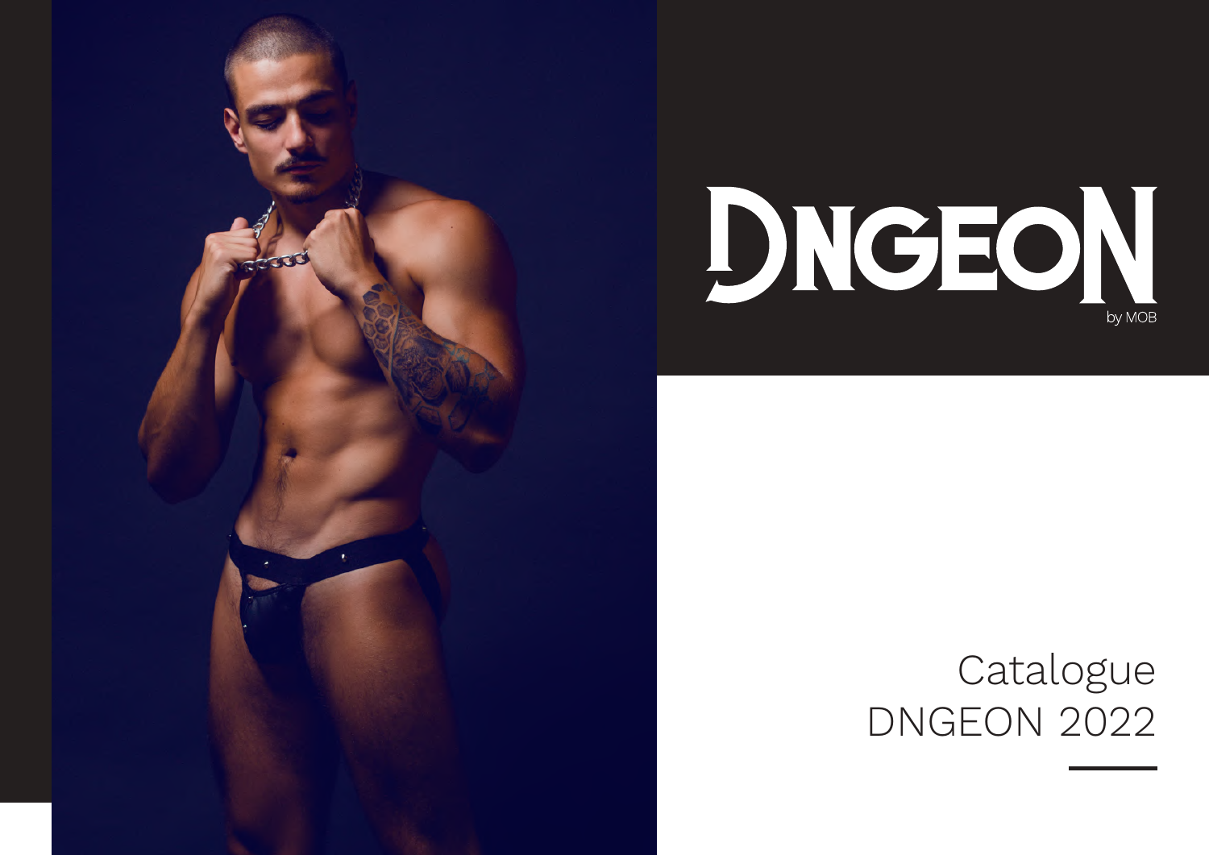# DNGEON

by MOB

Catalogue
DNGEON 2022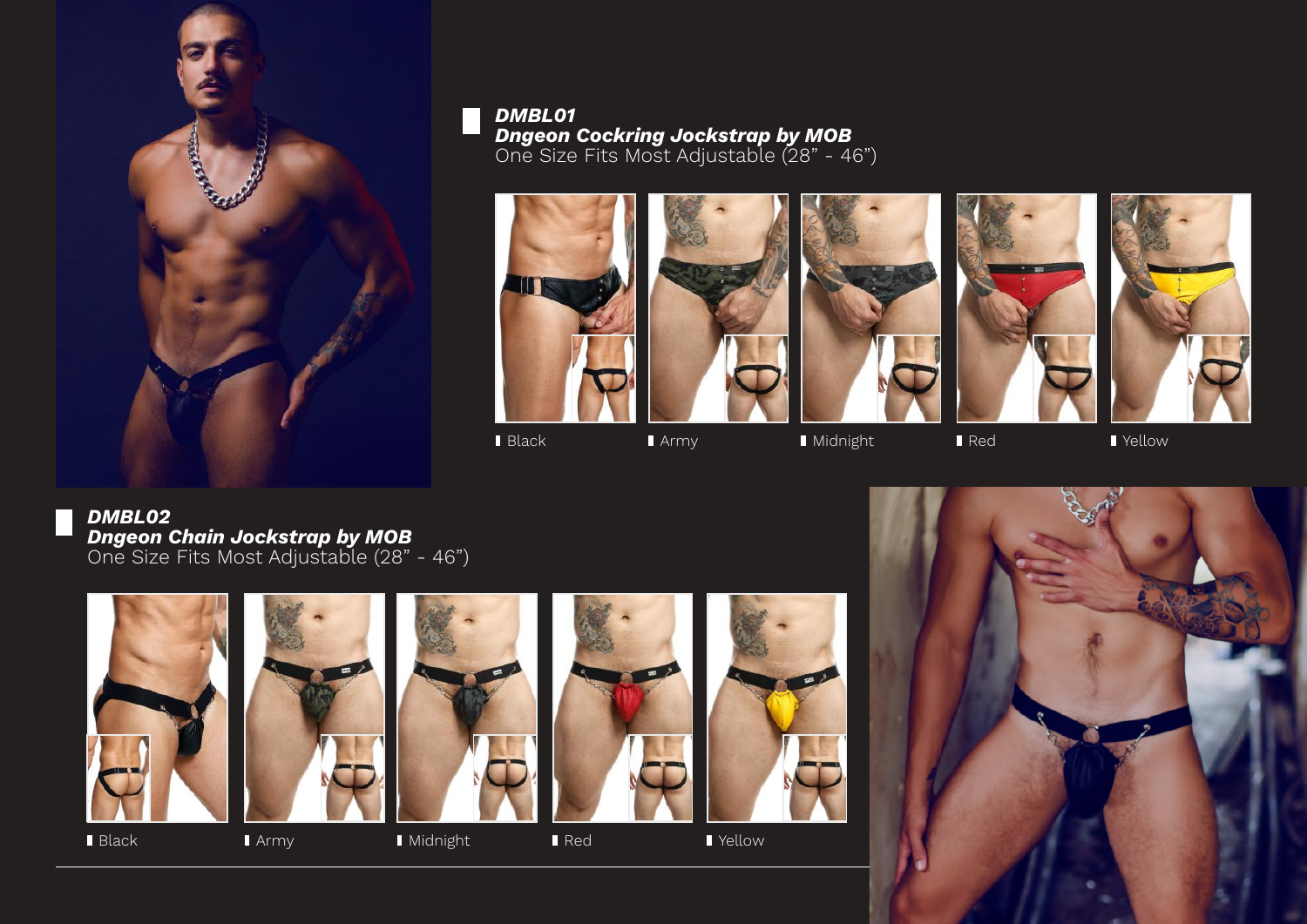## DMBL01
### *Dngeon Cockring Jockstrap by MOB*
One Size Fits Most Adjustable (28" - 46")

- Black
- Army
- Midnight
- Red
- Yellow

## DMBL02
### *Dngeon Chain Jockstrap by MOB*
One Size Fits Most Adjustable (28" - 46")

- Black
- Army
- Midnight
- Red
- Yellow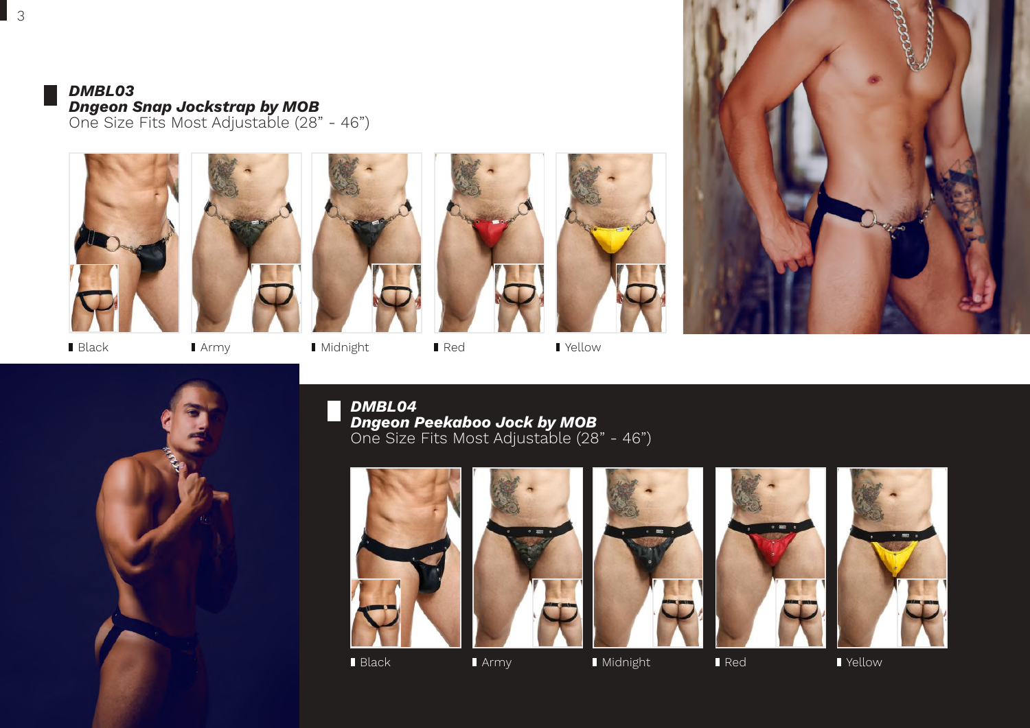### DMBL03
### Dngeon Snap Jockstrap by MOB
One Size Fits Most Adjustable (28” - 46”)

- Black
- Army
- Midnight
- Red
- Yellow

### DMBL04
### Dngeon Peekaboo Jock by MOB
One Size Fits Most Adjustable (28” - 46”)

- Black
- Army
- Midnight
- Red
- Yellow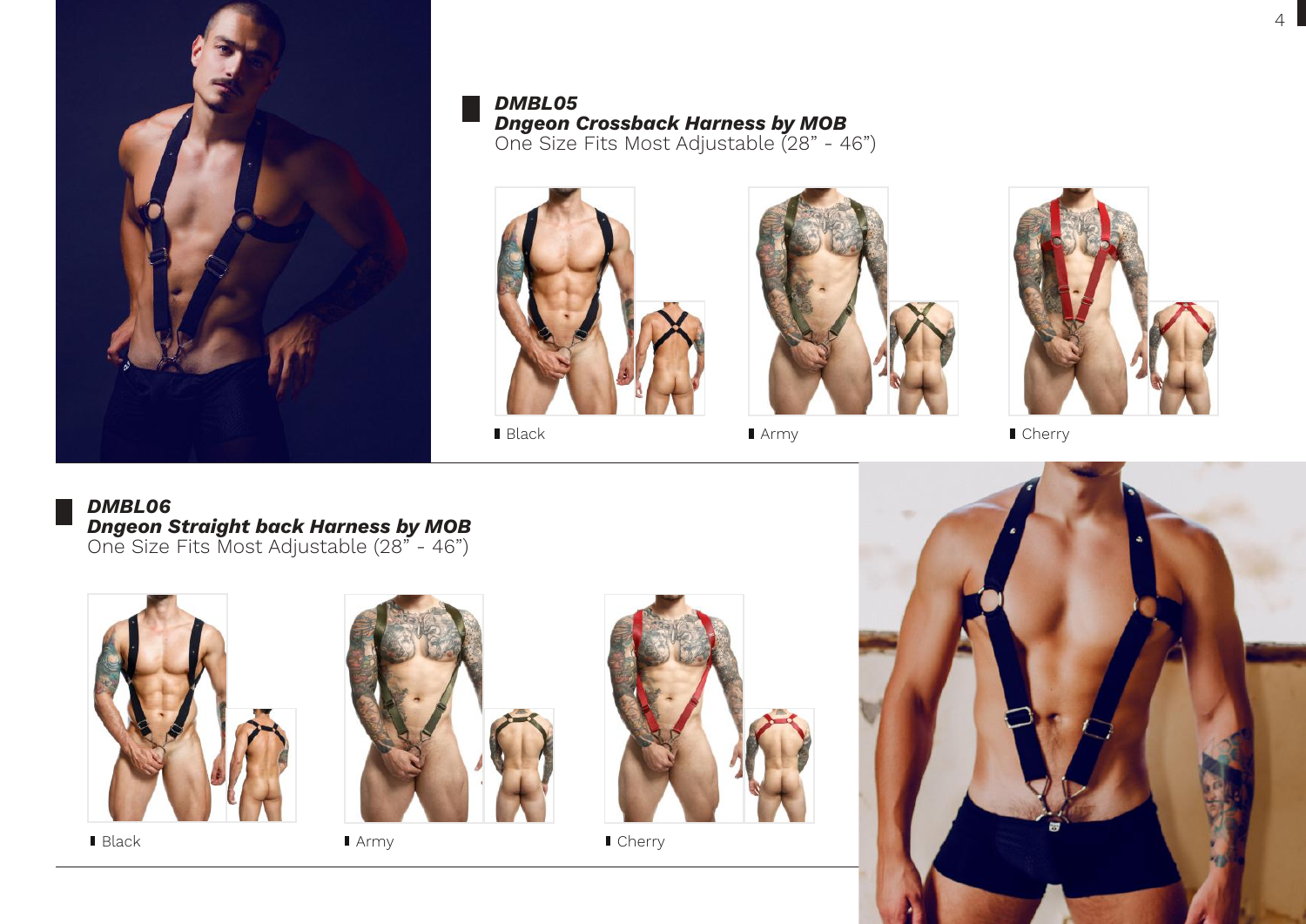## *DMBL05*
## *Dngeon Crossback Harness by MOB*
One Size Fits Most Adjustable (28” - 46”)

- Black
- Army
- Cherry

## *DMBL06*
## *Dngeon Straight back Harness by MOB*
One Size Fits Most Adjustable (28” - 46”)

- Black
- Army
- Cherry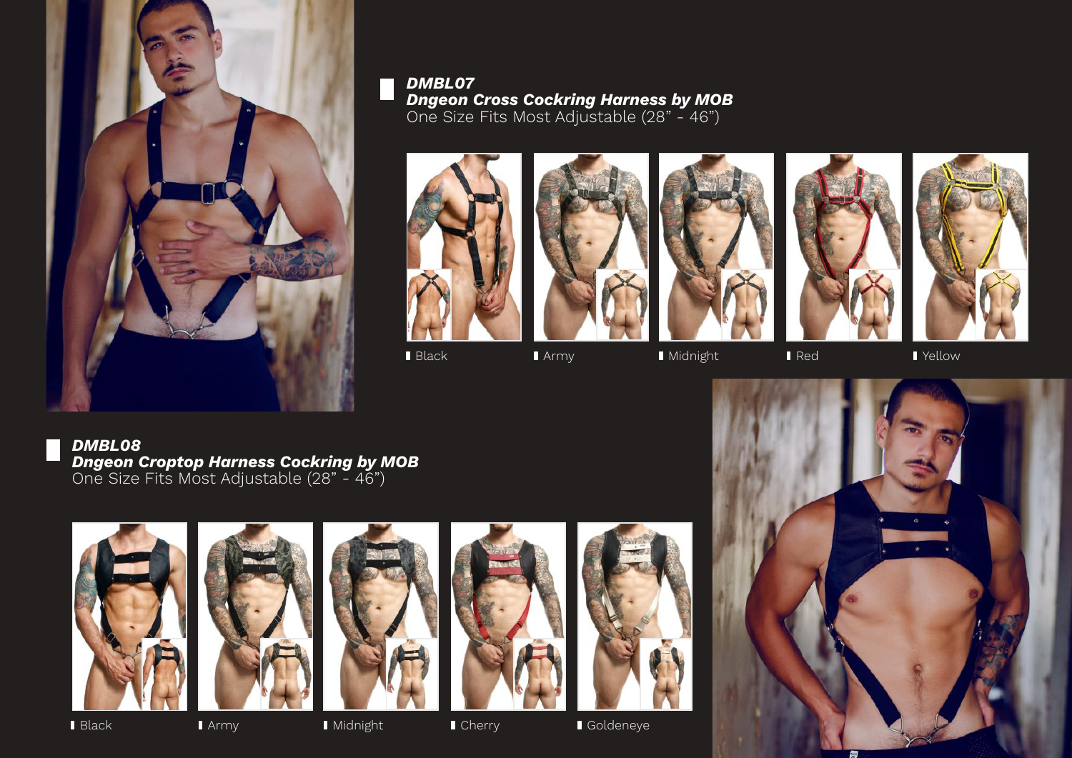### DMBL07
### *Dngeon Cross Cockring Harness by MOB*
One Size Fits Most Adjustable (28" - 46")

- Black
- Army
- Midnight
- Red
- Yellow

### DMBL08
### *Dngeon Croptop Harness Cockring by MOB*
One Size Fits Most Adjustable (28" - 46")

- Black
- Army
- Midnight
- Cherry
- Goldeneye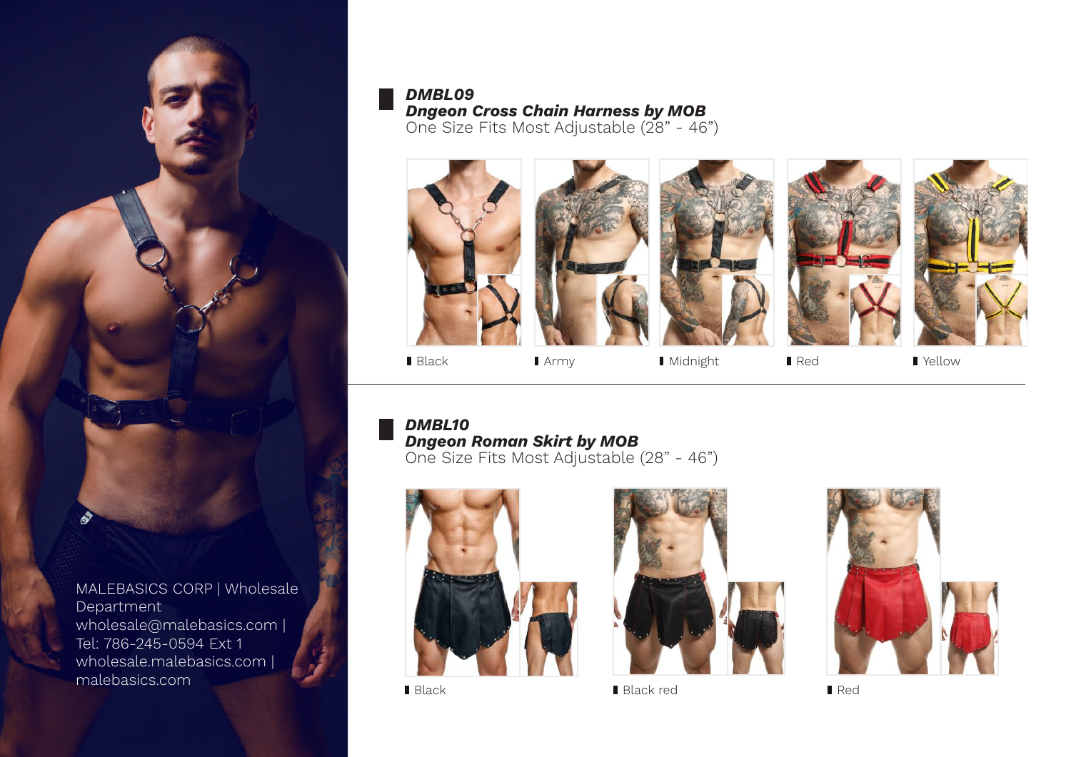MALEBASICS CORP | Wholesale Department
wholesale@malebasics.com |
Tel: 786-245-0594 Ext 1
wholesale.malebasics.com |
malebasics.com

### ***DMBL09***
### ***Dngeon Cross Chain Harness by MOB***
One Size Fits Most Adjustable (28" - 46")

- Black
- Army
- Midnight
- Red
- Yellow

---

### ***DMBL10***
### ***Dngeon Roman Skirt by MOB***
One Size Fits Most Adjustable (28" - 46")

- Black
- Black red
- Red